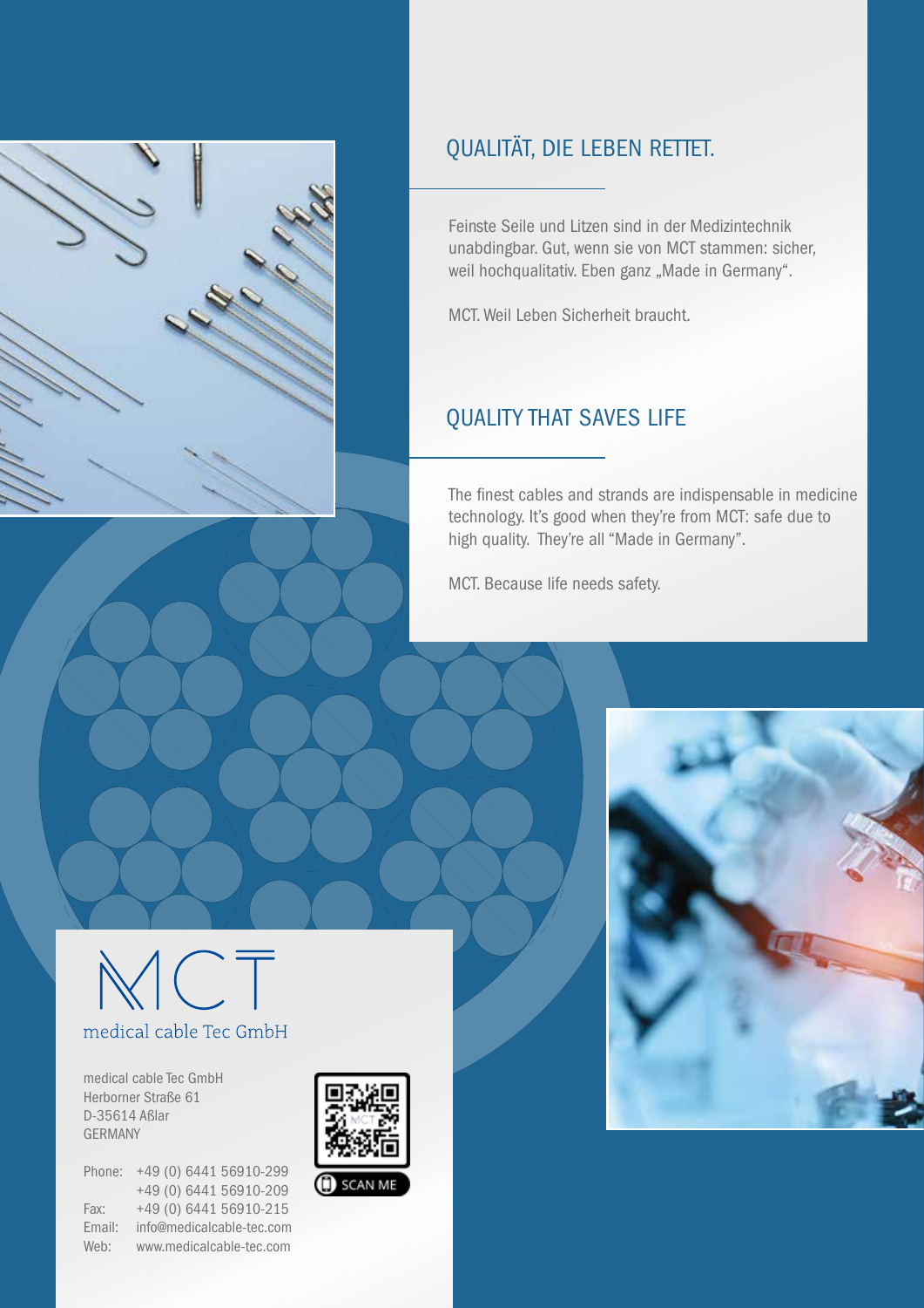## QUALITÄT, DIE LEBEN RETTET.

Feinste Seile und Litzen sind in der Medizintechnik unabdingbar. Gut, wenn sie von MCT stammen: sicher, weil hochqualitativ. Eben ganz „Made in Germany".

MCT. Weil Leben Sicherheit braucht.

## QUALITY THAT SAVES LIFE

The finest cables and strands are indispensable in medicine technology. It's good when they're from MCT: safe due to high quality. They're all "Made in Germany".

MCT. Because life needs safety.

MCT
medical cable Tec GmbH

medical cable Tec GmbH
Herborner Straße 61
D-35614 Aßlar
GERMANY

Phone: +49 (0) 6441 56910-299
+49 (0) 6441 56910-209
Fax: +49 (0) 6441 56910-215
Email: info@medicalcable-tec.com
Web: www.medicalcable-tec.com

SCAN ME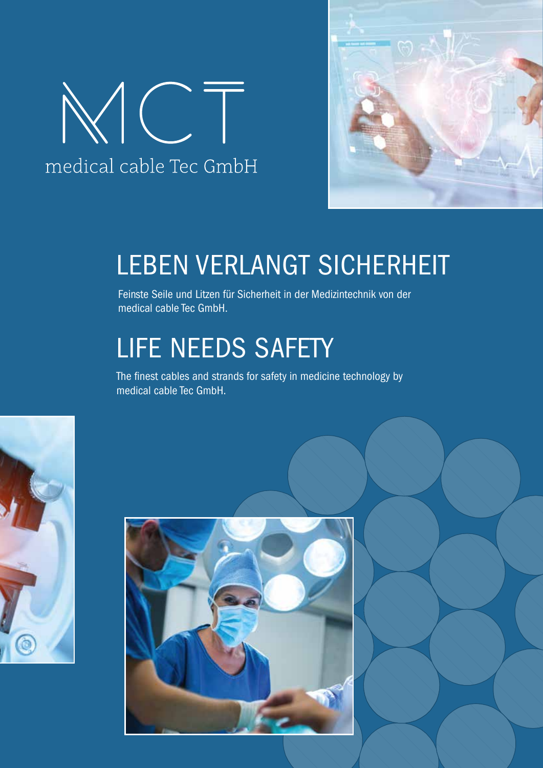# MCT

medical cable Tec GmbH

## LEBEN VERLANGT SICHERHEIT

Feinste Seile und Litzen für Sicherheit in der Medizintechnik von der medical cable Tec GmbH.

## LIFE NEEDS SAFETY

The finest cables and strands for safety in medicine technology by medical cable Tec GmbH.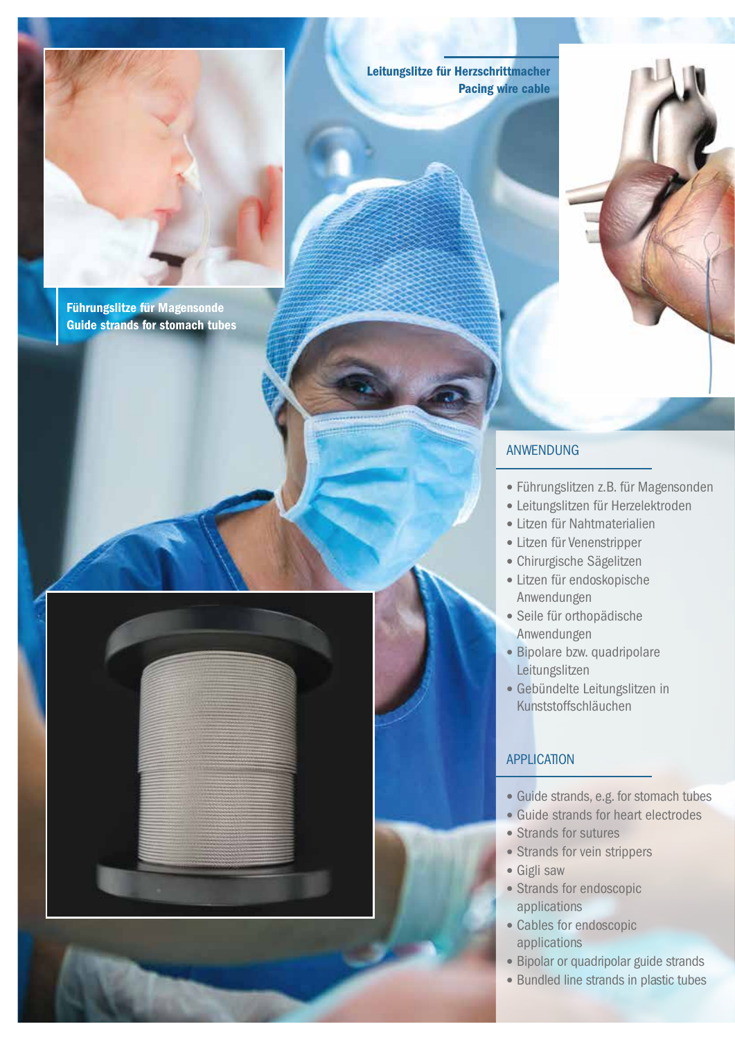Leitungslitze für Herzschrittmacher
Pacing wire cable

Führungslitze für Magensonde
Guide strands for stomach tubes

## ANWENDUNG

- Führungslitzen z.B. für Magensonden
- Leitungslitzen für Herzelektroden
- Litzen für Nahtmaterialien
- Litzen für Venenstripper
- Chirurgische Sägelitzen
- Litzen für endoskopische Anwendungen
- Seile für orthopädische Anwendungen
- Bipolare bzw. quadripolare Leitungslitzen
- Gebündelte Leitungslitzen in Kunststoffschläuchen

## APPLICATION

- Guide strands, e.g. for stomach tubes
- Guide strands for heart electrodes
- Strands for sutures
- Strands for vein strippers
- Gigli saw
- Strands for endoscopic applications
- Cables for endoscopic applications
- Bipolar or quadripolar guide strands
- Bundled line strands in plastic tubes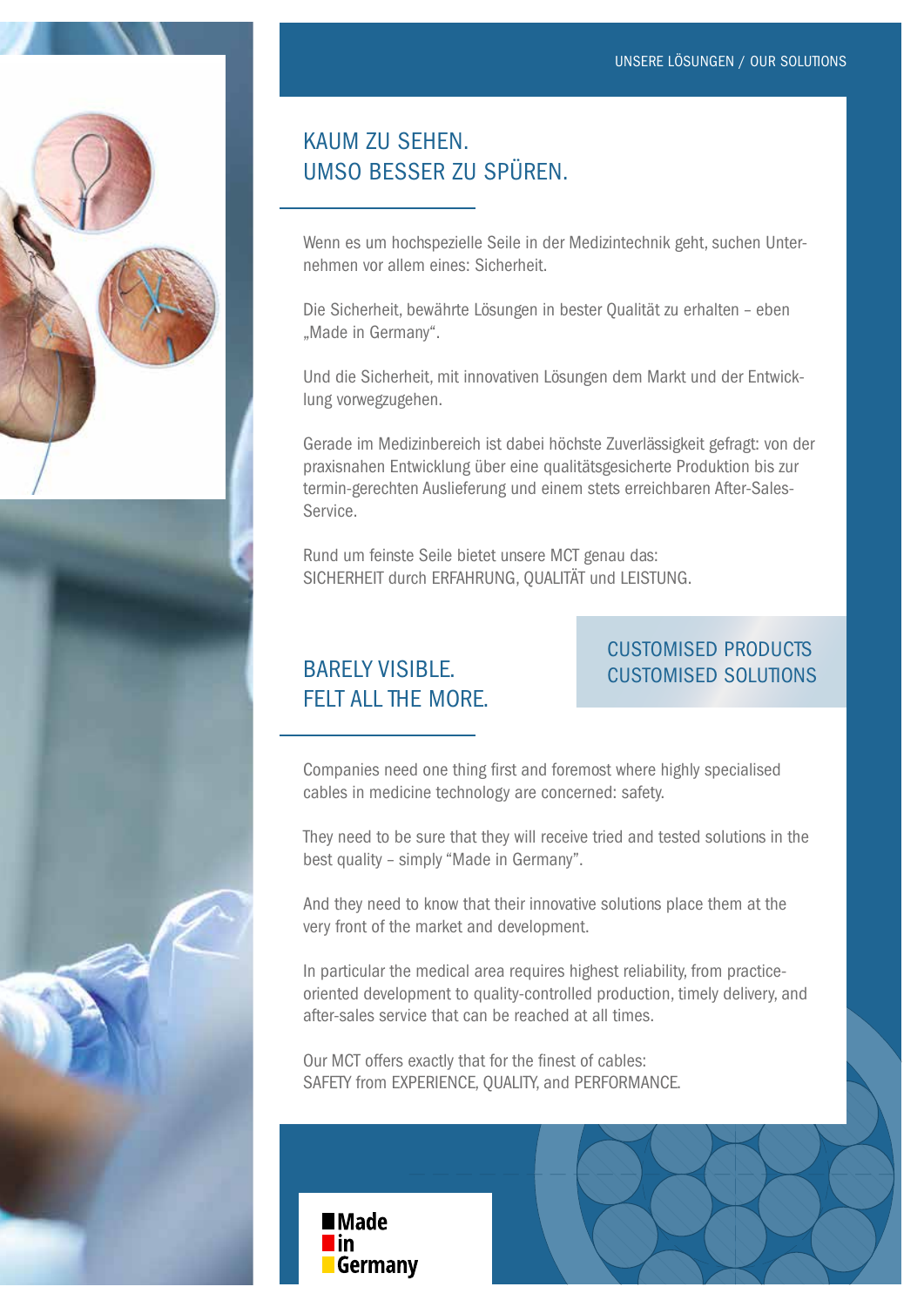UNSERE LÖSUNGEN / OUR SOLUTIONS

## KAUM ZU SEHEN.
## UMSO BESSER ZU SPÜREN.

Wenn es um hochspezielle Seile in der Medizintechnik geht, suchen Unternehmen vor allem eines: Sicherheit.

Die Sicherheit, bewährte Lösungen in bester Qualität zu erhalten – eben „Made in Germany".

Und die Sicherheit, mit innovativen Lösungen dem Markt und der Entwicklung vorwegzugehen.

Gerade im Medizinbereich ist dabei höchste Zuverlässigkeit gefragt: von der praxisnahen Entwicklung über eine qualitätsgesicherte Produktion bis zur termin-gerechten Auslieferung und einem stets erreichbaren After-Sales-Service.

Rund um feinste Seile bietet unsere MCT genau das:
SICHERHEIT durch ERFAHRUNG, QUALITÄT und LEISTUNG.

## BARELY VISIBLE.
## FELT ALL THE MORE.

CUSTOMISED PRODUCTS
CUSTOMISED SOLUTIONS

Companies need one thing first and foremost where highly specialised cables in medicine technology are concerned: safety.

They need to be sure that they will receive tried and tested solutions in the best quality – simply "Made in Germany".

And they need to know that their innovative solutions place them at the very front of the market and development.

In particular the medical area requires highest reliability, from practice-oriented development to quality-controlled production, timely delivery, and after-sales service that can be reached at all times.

Our MCT offers exactly that for the finest of cables:
SAFETY from EXPERIENCE, QUALITY, and PERFORMANCE.

Made in Germany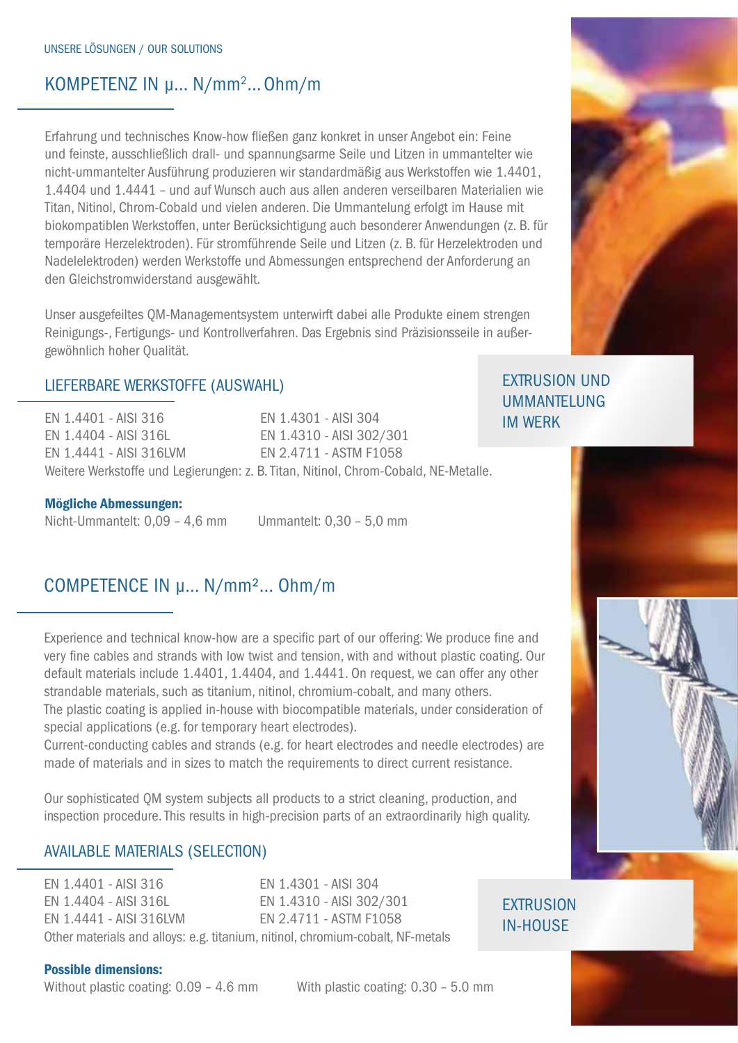UNSERE LÖSUNGEN / OUR SOLUTIONS

## KOMPETENZ IN µ... N/mm²... Ohm/m

Erfahrung und technisches Know-how fließen ganz konkret in unser Angebot ein: Feine und feinste, ausschließlich drall- und spannungsarme Seile und Litzen in ummantelter wie nicht-ummantelter Ausführung produzieren wir standardmäßig aus Werkstoffen wie 1.4401, 1.4404 und 1.4441 – und auf Wunsch auch aus allen anderen verseilbaren Materialien wie Titan, Nitinol, Chrom-Cobald und vielen anderen. Die Ummantelung erfolgt im Hause mit biokompatiblen Werkstoffen, unter Berücksichtigung auch besonderer Anwendungen (z. B. für temporäre Herzelektroden). Für stromführende Seile und Litzen (z. B. für Herzelektroden und Nadelelektroden) werden Werkstoffe und Abmessungen entsprechend der Anforderung an den Gleichstromwiderstand ausgewählt.

Unser ausgefeiltes QM-Managementsystem unterwirft dabei alle Produkte einem strengen Reinigungs-, Fertigungs- und Kontrollverfahren. Das Ergebnis sind Präzisionsseile in außergewöhnlich hoher Qualität.

EXTRUSION UND UMMANTELUNG IM WERK

### LIEFERBARE WERKSTOFFE (AUSWAHL)

| | |
|---|---|
| EN 1.4401 - AISI 316 | EN 1.4301 - AISI 304 |
| EN 1.4404 - AISI 316L | EN 1.4310 - AISI 302/301 |
| EN 1.4441 - AISI 316LVM | EN 2.4711 - ASTM F1058 |

Weitere Werkstoffe und Legierungen: z. B. Titan, Nitinol, Chrom-Cobald, NE-Metalle.

**Mögliche Abmessungen:**
Nicht-Ummantelt: 0,09 – 4,6 mm     Ummantelt: 0,30 – 5,0 mm

## COMPETENCE IN µ... N/mm²... Ohm/m

Experience and technical know-how are a specific part of our offering: We produce fine and very fine cables and strands with low twist and tension, with and without plastic coating. Our default materials include 1.4401, 1.4404, and 1.4441. On request, we can offer any other strandable materials, such as titanium, nitinol, chromium-cobalt, and many others.
The plastic coating is applied in-house with biocompatible materials, under consideration of special applications (e.g. for temporary heart electrodes).
Current-conducting cables and strands (e.g. for heart electrodes and needle electrodes) are made of materials and in sizes to match the requirements to direct current resistance.

Our sophisticated QM system subjects all products to a strict cleaning, production, and inspection procedure. This results in high-precision parts of an extraordinarily high quality.

### AVAILABLE MATERIALS (SELECTION)

| | |
|---|---|
| EN 1.4401 - AISI 316 | EN 1.4301 - AISI 304 |
| EN 1.4404 - AISI 316L | EN 1.4310 - AISI 302/301 |
| EN 1.4441 - AISI 316LVM | EN 2.4711 - ASTM F1058 |

Other materials and alloys: e.g. titanium, nitinol, chromium-cobalt, NF-metals

EXTRUSION IN-HOUSE

**Possible dimensions:**
Without plastic coating: 0.09 – 4.6 mm     With plastic coating: 0.30 – 5.0 mm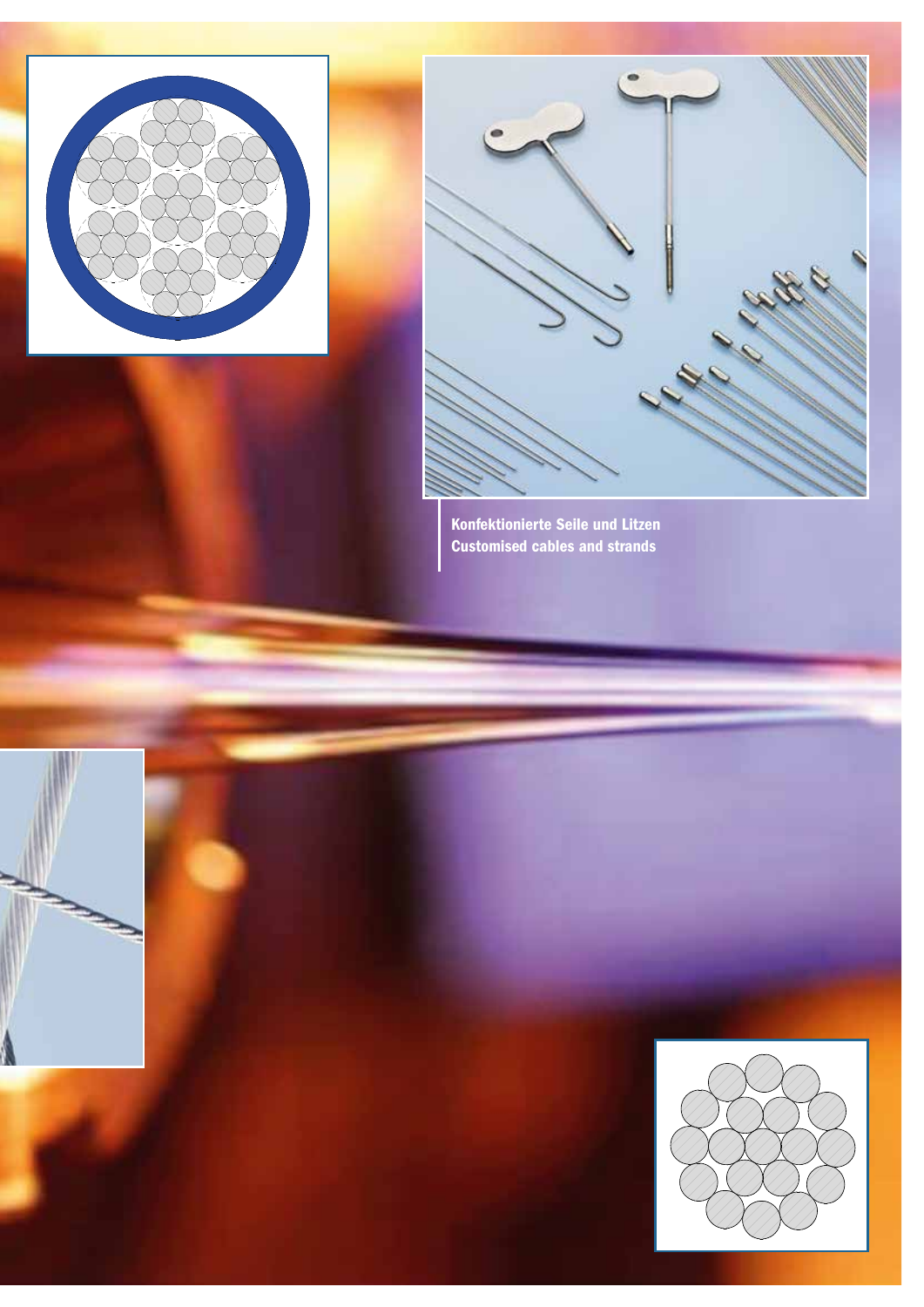Konfektionierte Seile und Litzen
Customised cables and strands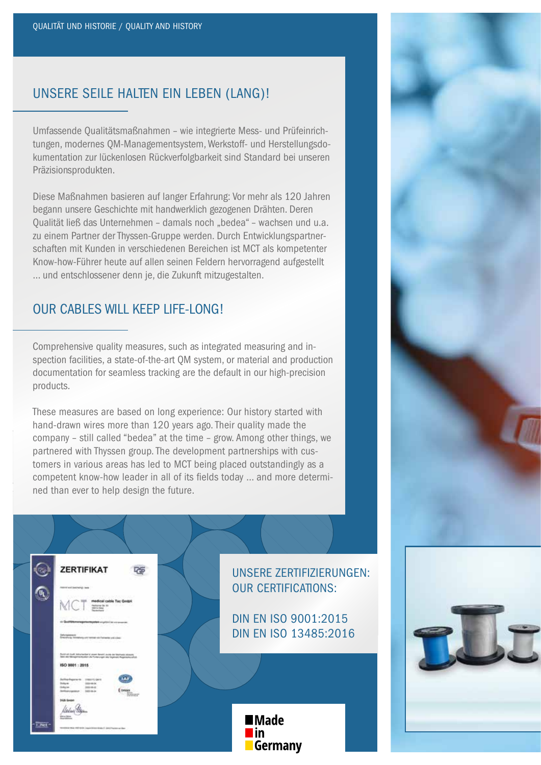QUALITÄT UND HISTORIE / QUALITY AND HISTORY

## UNSERE SEILE HALTEN EIN LEBEN (LANG)!

Umfassende Qualitätsmaßnahmen – wie integrierte Mess- und Prüfeinrichtungen, modernes QM-Managementsystem, Werkstoff- und Herstellungsdokumentation zur lückenlosen Rückverfolgbarkeit sind Standard bei unseren Präzisionsprodukten.

Diese Maßnahmen basieren auf langer Erfahrung: Vor mehr als 120 Jahren begann unsere Geschichte mit handwerklich gezogenen Drähten. Deren Qualität ließ das Unternehmen – damals noch „bedea" – wachsen und u.a. zu einem Partner der Thyssen-Gruppe werden. Durch Entwicklungspartnerschaften mit Kunden in verschiedenen Bereichen ist MCT als kompetenter Know-how-Führer heute auf allen seinen Feldern hervorragend aufgestellt ... und entschlossener denn je, die Zukunft mitzugestalten.

## OUR CABLES WILL KEEP LIFE-LONG!

Comprehensive quality measures, such as integrated measuring and inspection facilities, a state-of-the-art QM system, or material and production documentation for seamless tracking are the default in our high-precision products.

These measures are based on long experience: Our history started with hand-drawn wires more than 120 years ago. Their quality made the company – still called "bedea" at the time – grow. Among other things, we partnered with Thyssen group. The development partnerships with customers in various areas has led to MCT being placed outstandingly as a competent know-how leader in all of its fields today ... and more determined than ever to help design the future.

ZERTIFIKAT

MCT medical cable Tec GmbH

ISO 9001 : 2015

UNSERE ZERTIFIZIERUNGEN:
OUR CERTIFICATIONS:

DIN EN ISO 9001:2015
DIN EN ISO 13485:2016

Made in Germany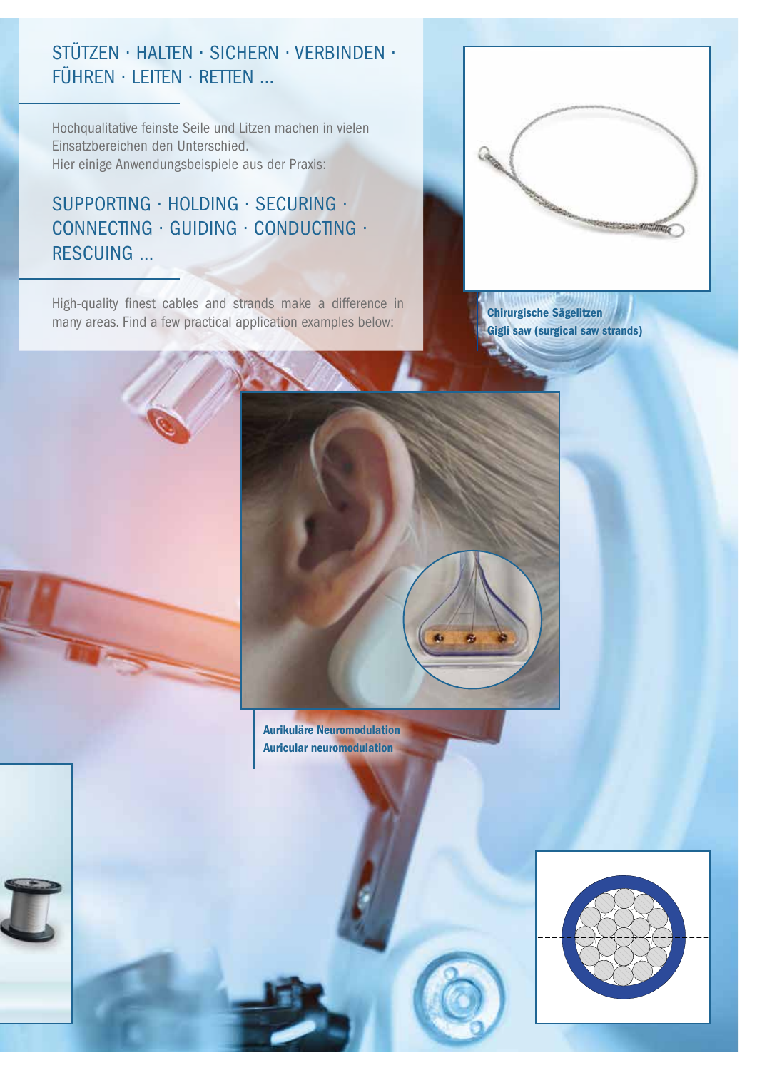## STÜTZEN · HALTEN · SICHERN · VERBINDEN · FÜHREN · LEITEN · RETTEN ...

Hochqualitative feinste Seile und Litzen machen in vielen Einsatzbereichen den Unterschied.
Hier einige Anwendungsbeispiele aus der Praxis:

## SUPPORTING · HOLDING · SECURING · CONNECTING · GUIDING · CONDUCTING · RESCUING ...

High-quality finest cables and strands make a difference in many areas. Find a few practical application examples below:

**Chirurgische Sägelitzen**
**Gigli saw (surgical saw strands)**

**Aurikuläre Neuromodulation**
**Auricular neuromodulation**